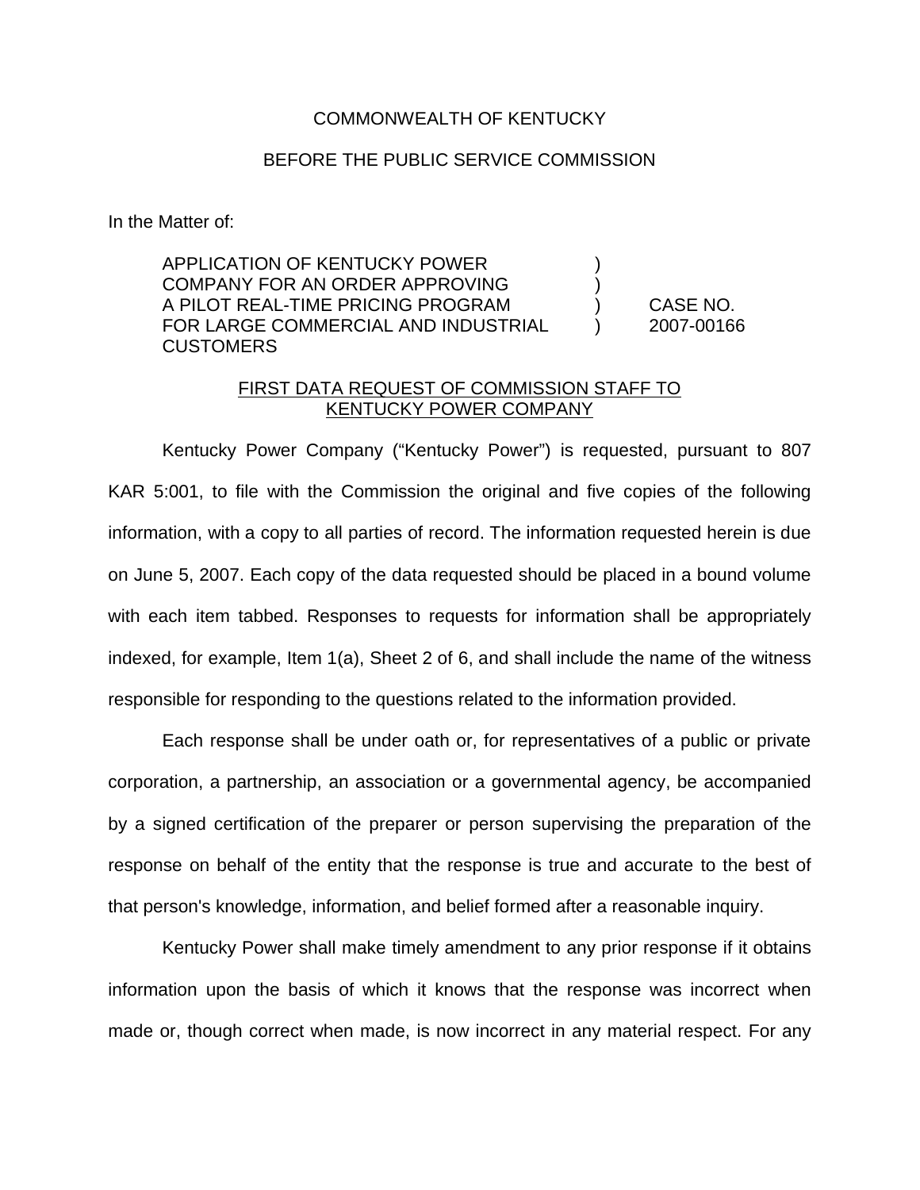COMMONWEALTH OF KENTUCKY

BEFORE THE PUBLIC SERVICE COMMISSION

In the Matter of:

| | | |
|---|---|---|
| APPLICATION OF KENTUCKY POWER COMPANY FOR AN ORDER APPROVING A PILOT REAL-TIME PRICING PROGRAM FOR LARGE COMMERCIAL AND INDUSTRIAL CUSTOMERS | ) ) ) ) | CASE NO. 2007-00166 |

FIRST DATA REQUEST OF COMMISSION STAFF TO KENTUCKY POWER COMPANY

Kentucky Power Company ("Kentucky Power") is requested, pursuant to 807 KAR 5:001, to file with the Commission the original and five copies of the following information, with a copy to all parties of record. The information requested herein is due on June 5, 2007. Each copy of the data requested should be placed in a bound volume with each item tabbed. Responses to requests for information shall be appropriately indexed, for example, Item 1(a), Sheet 2 of 6, and shall include the name of the witness responsible for responding to the questions related to the information provided.

Each response shall be under oath or, for representatives of a public or private corporation, a partnership, an association or a governmental agency, be accompanied by a signed certification of the preparer or person supervising the preparation of the response on behalf of the entity that the response is true and accurate to the best of that person's knowledge, information, and belief formed after a reasonable inquiry.

Kentucky Power shall make timely amendment to any prior response if it obtains information upon the basis of which it knows that the response was incorrect when made or, though correct when made, is now incorrect in any material respect. For any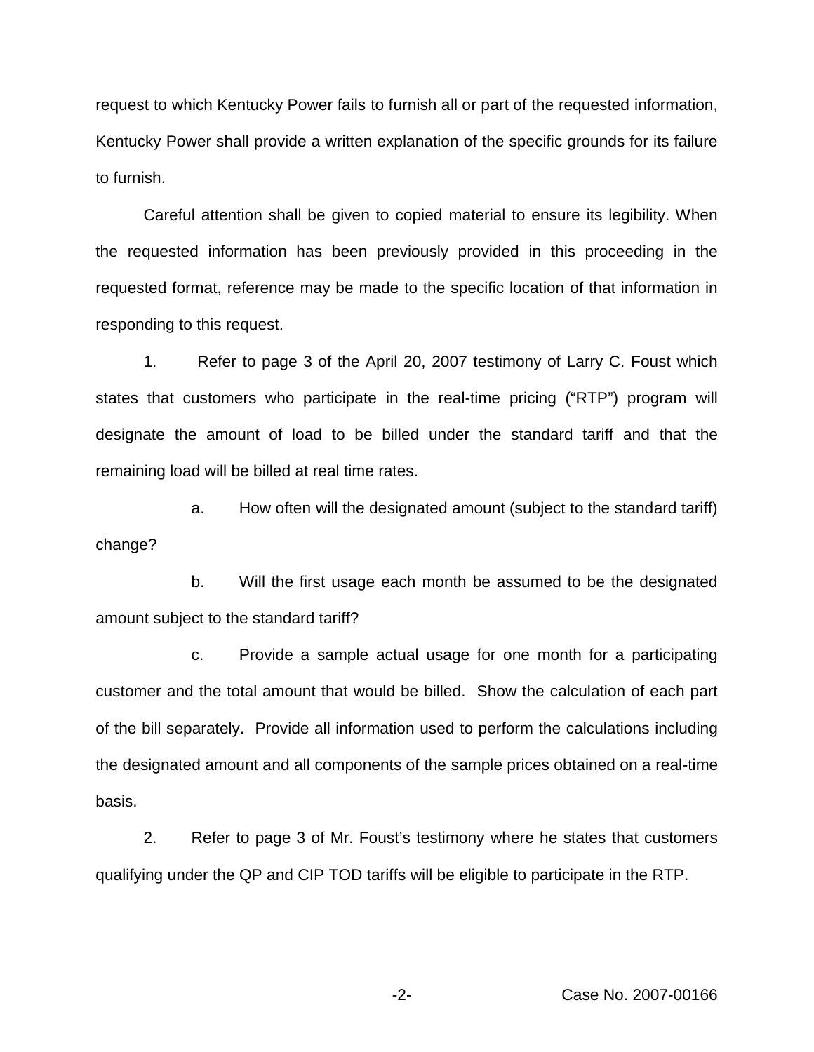request to which Kentucky Power fails to furnish all or part of the requested information, Kentucky Power shall provide a written explanation of the specific grounds for its failure to furnish.

Careful attention shall be given to copied material to ensure its legibility. When the requested information has been previously provided in this proceeding in the requested format, reference may be made to the specific location of that information in responding to this request.

1. Refer to page 3 of the April 20, 2007 testimony of Larry C. Foust which states that customers who participate in the real-time pricing ("RTP") program will designate the amount of load to be billed under the standard tariff and that the remaining load will be billed at real time rates.

a. How often will the designated amount (subject to the standard tariff) change?

b. Will the first usage each month be assumed to be the designated amount subject to the standard tariff?

c. Provide a sample actual usage for one month for a participating customer and the total amount that would be billed. Show the calculation of each part of the bill separately. Provide all information used to perform the calculations including the designated amount and all components of the sample prices obtained on a real-time basis.

2. Refer to page 3 of Mr. Foust's testimony where he states that customers qualifying under the QP and CIP TOD tariffs will be eligible to participate in the RTP.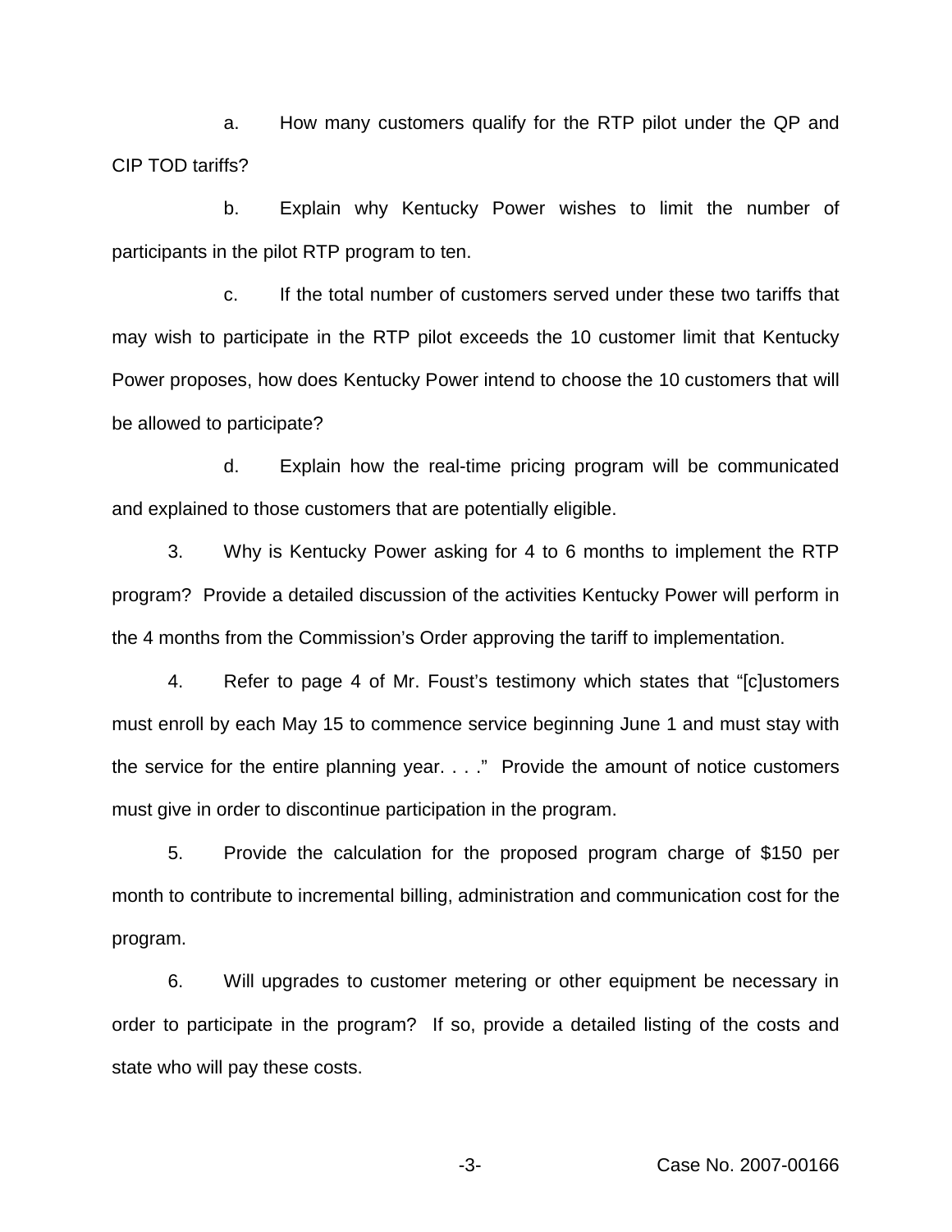a. How many customers qualify for the RTP pilot under the QP and CIP TOD tariffs?

b. Explain why Kentucky Power wishes to limit the number of participants in the pilot RTP program to ten.

c. If the total number of customers served under these two tariffs that may wish to participate in the RTP pilot exceeds the 10 customer limit that Kentucky Power proposes, how does Kentucky Power intend to choose the 10 customers that will be allowed to participate?

d. Explain how the real-time pricing program will be communicated and explained to those customers that are potentially eligible.

3. Why is Kentucky Power asking for 4 to 6 months to implement the RTP program? Provide a detailed discussion of the activities Kentucky Power will perform in the 4 months from the Commission's Order approving the tariff to implementation.

4. Refer to page 4 of Mr. Foust's testimony which states that "[c]ustomers must enroll by each May 15 to commence service beginning June 1 and must stay with the service for the entire planning year. . . ." Provide the amount of notice customers must give in order to discontinue participation in the program.

5. Provide the calculation for the proposed program charge of $150 per month to contribute to incremental billing, administration and communication cost for the program.

6. Will upgrades to customer metering or other equipment be necessary in order to participate in the program? If so, provide a detailed listing of the costs and state who will pay these costs.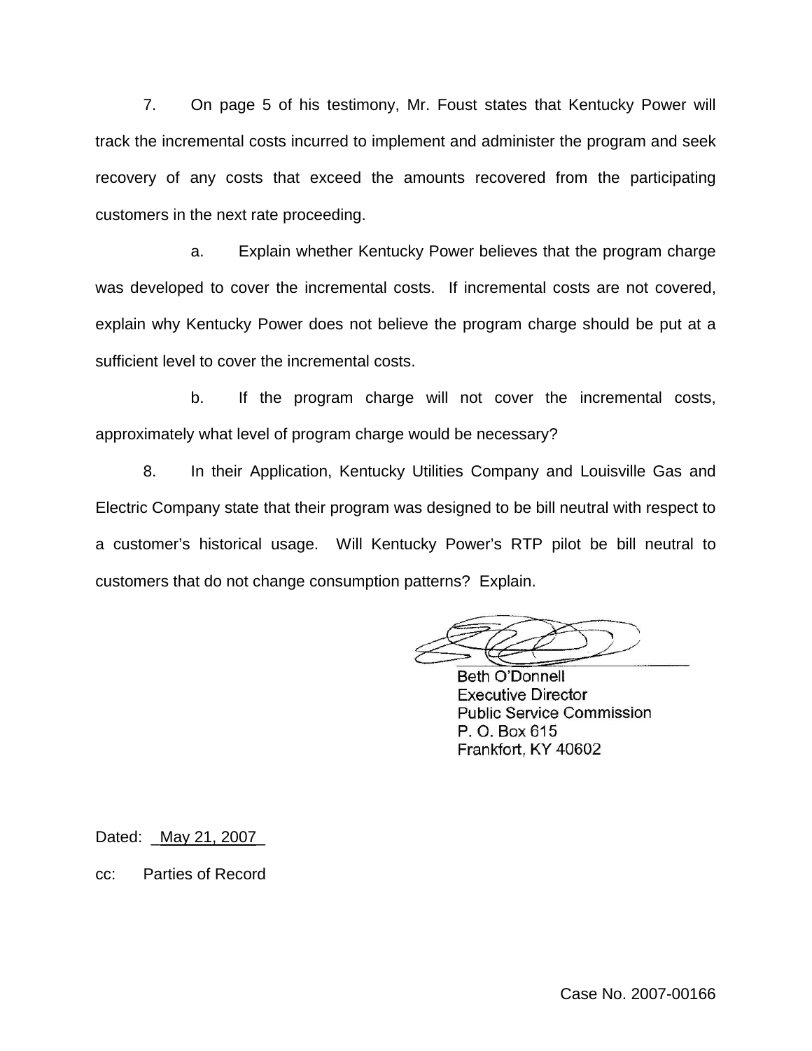7. On page 5 of his testimony, Mr. Foust states that Kentucky Power will track the incremental costs incurred to implement and administer the program and seek recovery of any costs that exceed the amounts recovered from the participating customers in the next rate proceeding.

a. Explain whether Kentucky Power believes that the program charge was developed to cover the incremental costs. If incremental costs are not covered, explain why Kentucky Power does not believe the program charge should be put at a sufficient level to cover the incremental costs.

b. If the program charge will not cover the incremental costs, approximately what level of program charge would be necessary?

8. In their Application, Kentucky Utilities Company and Louisville Gas and Electric Company state that their program was designed to be bill neutral with respect to a customer's historical usage. Will Kentucky Power's RTP pilot be bill neutral to customers that do not change consumption patterns? Explain.

Beth O'Donnell
Executive Director
Public Service Commission
P. O. Box 615
Frankfort, KY 40602

Dated: May 21, 2007

cc: Parties of Record

Case No. 2007-00166